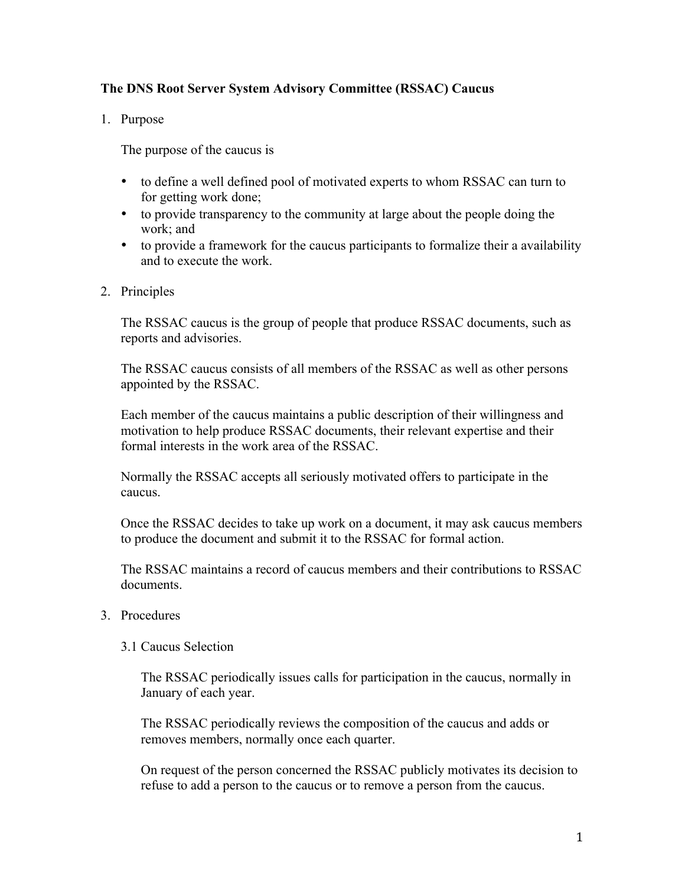**The DNS Root Server System Advisory Committee (RSSAC) Caucus**

1. Purpose

   The purpose of the caucus is

   - to define a well defined pool of motivated experts to whom RSSAC can turn to for getting work done;
   - to provide transparency to the community at large about the people doing the work; and
   - to provide a framework for the caucus participants to formalize their a availability and to execute the work.

2. Principles

   The RSSAC caucus is the group of people that produce RSSAC documents, such as reports and advisories.

   The RSSAC caucus consists of all members of the RSSAC as well as other persons appointed by the RSSAC.

   Each member of the caucus maintains a public description of their willingness and motivation to help produce RSSAC documents, their relevant expertise and their formal interests in the work area of the RSSAC.

   Normally the RSSAC accepts all seriously motivated offers to participate in the caucus.

   Once the RSSAC decides to take up work on a document, it may ask caucus members to produce the document and submit it to the RSSAC for formal action.

   The RSSAC maintains a record of caucus members and their contributions to RSSAC documents.

3. Procedures

   3.1 Caucus Selection

   The RSSAC periodically issues calls for participation in the caucus, normally in January of each year.

   The RSSAC periodically reviews the composition of the caucus and adds or removes members, normally once each quarter.

   On request of the person concerned the RSSAC publicly motivates its decision to refuse to add a person to the caucus or to remove a person from the caucus.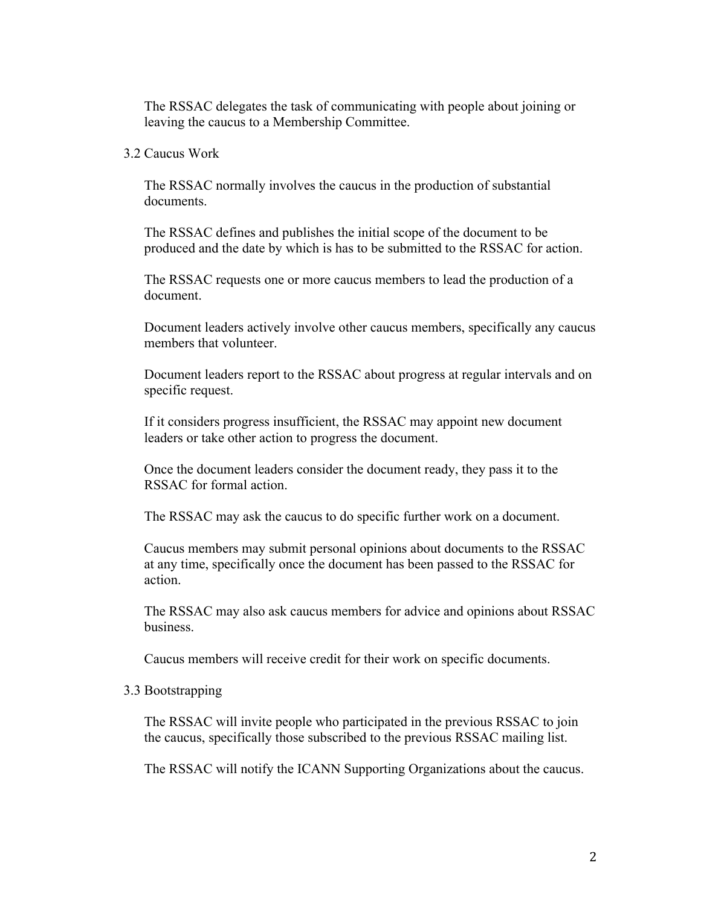The RSSAC delegates the task of communicating with people about joining or leaving the caucus to a Membership Committee.

### 3.2 Caucus Work

The RSSAC normally involves the caucus in the production of substantial documents.

The RSSAC defines and publishes the initial scope of the document to be produced and the date by which is has to be submitted to the RSSAC for action.

The RSSAC requests one or more caucus members to lead the production of a document.

Document leaders actively involve other caucus members, specifically any caucus members that volunteer.

Document leaders report to the RSSAC about progress at regular intervals and on specific request.

If it considers progress insufficient, the RSSAC may appoint new document leaders or take other action to progress the document.

Once the document leaders consider the document ready, they pass it to the RSSAC for formal action.

The RSSAC may ask the caucus to do specific further work on a document.

Caucus members may submit personal opinions about documents to the RSSAC at any time, specifically once the document has been passed to the RSSAC for action.

The RSSAC may also ask caucus members for advice and opinions about RSSAC business.

Caucus members will receive credit for their work on specific documents.

### 3.3 Bootstrapping

The RSSAC will invite people who participated in the previous RSSAC to join the caucus, specifically those subscribed to the previous RSSAC mailing list.

The RSSAC will notify the ICANN Supporting Organizations about the caucus.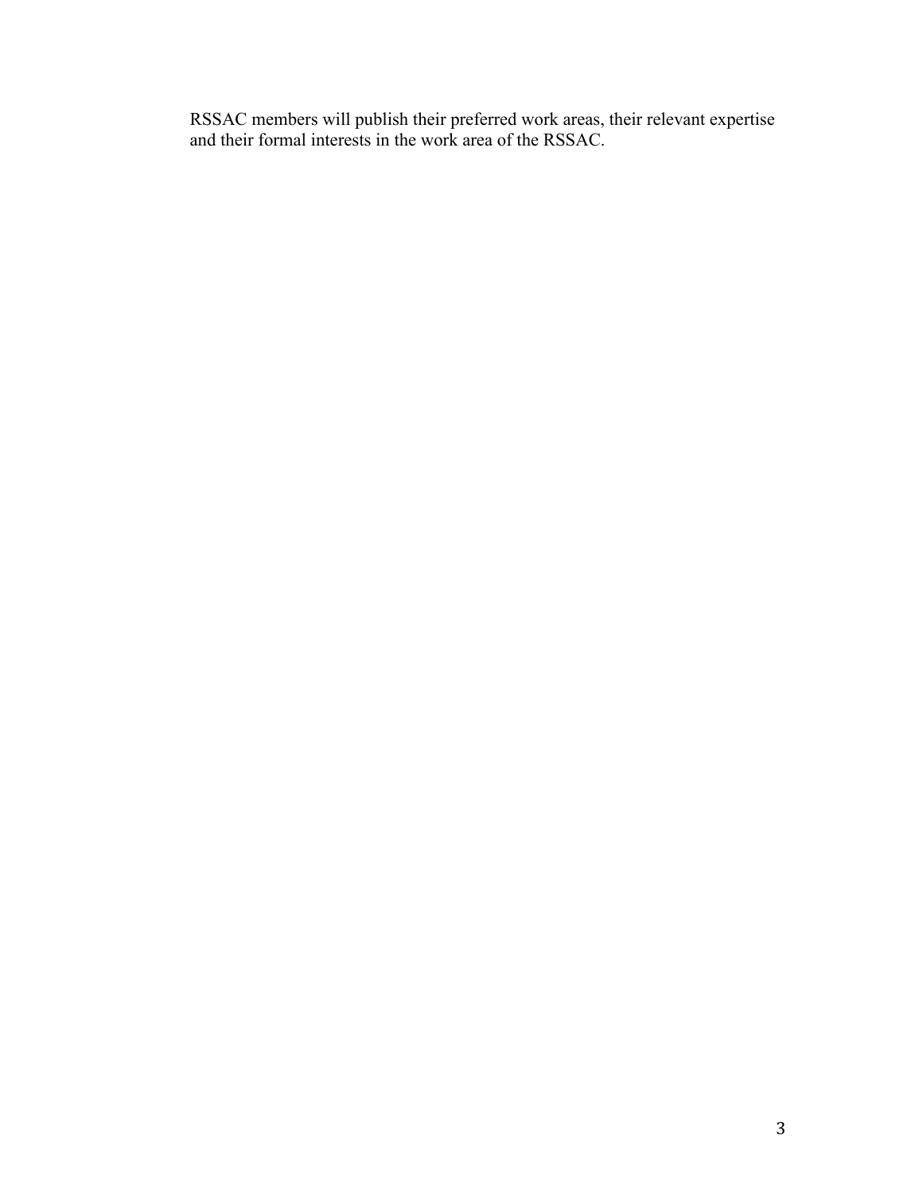RSSAC members will publish their preferred work areas, their relevant expertise and their formal interests in the work area of the RSSAC.